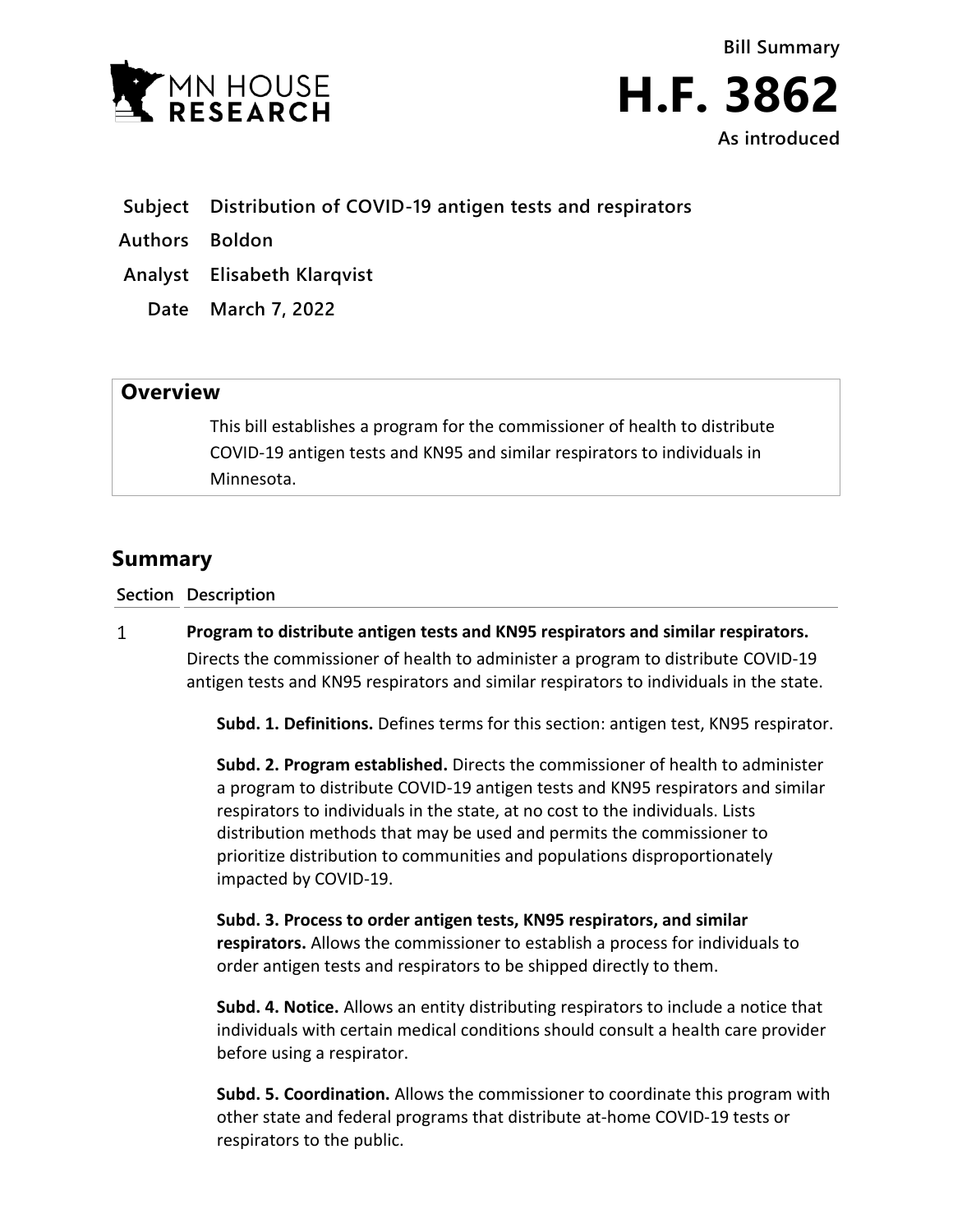MN HOUSE RESEARCH

**Bill Summary**

# H.F. 3862

**As introduced**

**Subject** Distribution of COVID-19 antigen tests and respirators

**Authors** Boldon

**Analyst** Elisabeth Klarqvist

**Date** March 7, 2022

## Overview

This bill establishes a program for the commissioner of health to distribute COVID-19 antigen tests and KN95 and similar respirators to individuals in Minnesota.

## Summary

| Section | Description |
|---|---|
| 1 | **Program to distribute antigen tests and KN95 respirators and similar respirators.** Directs the commissioner of health to administer a program to distribute COVID-19 antigen tests and KN95 respirators and similar respirators to individuals in the state. |

**Subd. 1. Definitions.** Defines terms for this section: antigen test, KN95 respirator.

**Subd. 2. Program established.** Directs the commissioner of health to administer a program to distribute COVID-19 antigen tests and KN95 respirators and similar respirators to individuals in the state, at no cost to the individuals. Lists distribution methods that may be used and permits the commissioner to prioritize distribution to communities and populations disproportionately impacted by COVID-19.

**Subd. 3. Process to order antigen tests, KN95 respirators, and similar respirators.** Allows the commissioner to establish a process for individuals to order antigen tests and respirators to be shipped directly to them.

**Subd. 4. Notice.** Allows an entity distributing respirators to include a notice that individuals with certain medical conditions should consult a health care provider before using a respirator.

**Subd. 5. Coordination.** Allows the commissioner to coordinate this program with other state and federal programs that distribute at-home COVID-19 tests or respirators to the public.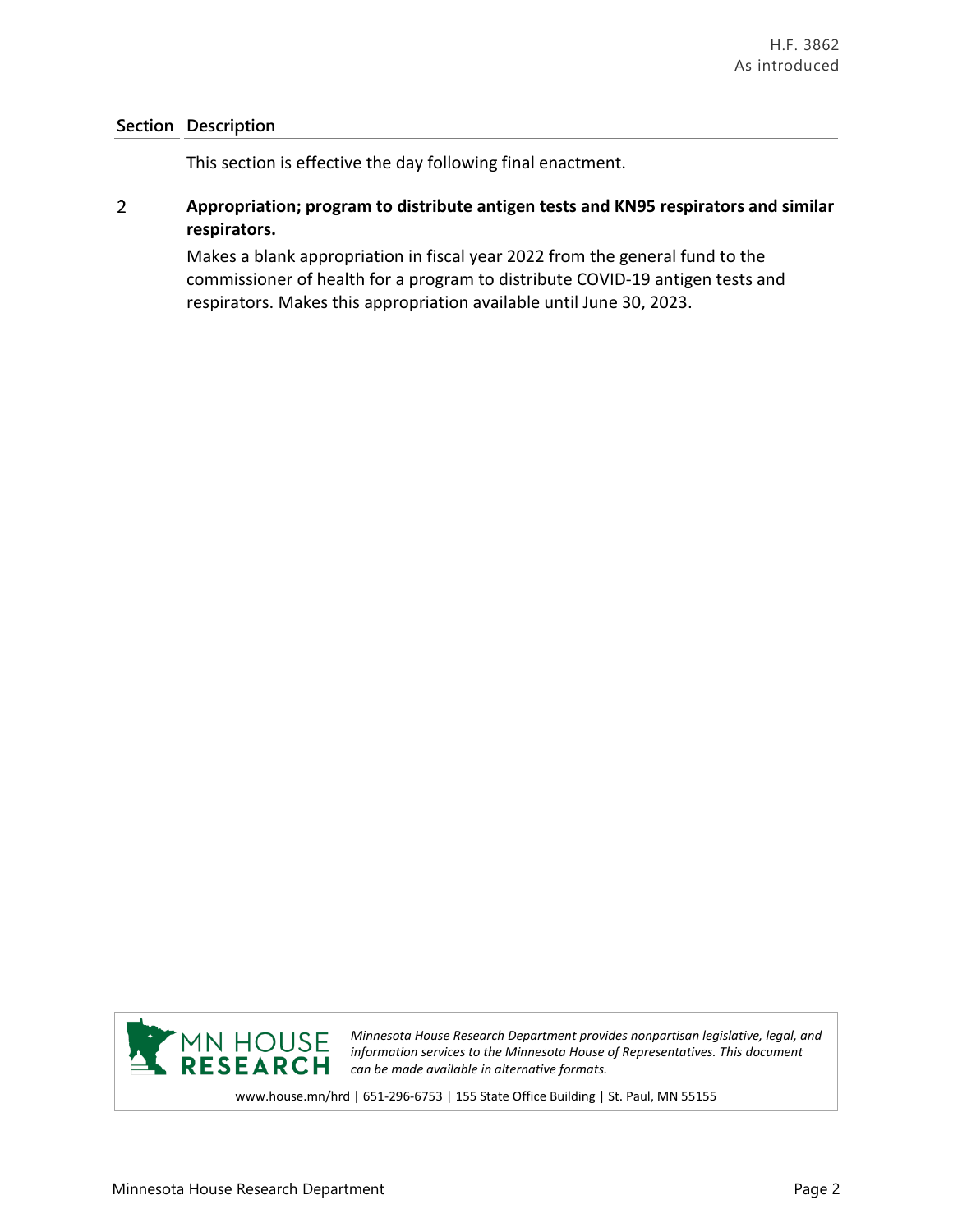| Section | Description |
|---|---|
| | This section is effective the day following final enactment. |
| 2 | **Appropriation; program to distribute antigen tests and KN95 respirators and similar respirators.** Makes a blank appropriation in fiscal year 2022 from the general fund to the commissioner of health for a program to distribute COVID-19 antigen tests and respirators. Makes this appropriation available until June 30, 2023. |

MN HOUSE RESEARCH

*Minnesota House Research Department provides nonpartisan legislative, legal, and information services to the Minnesota House of Representatives. This document can be made available in alternative formats.*

www.house.mn/hrd | 651-296-6753 | 155 State Office Building | St. Paul, MN 55155